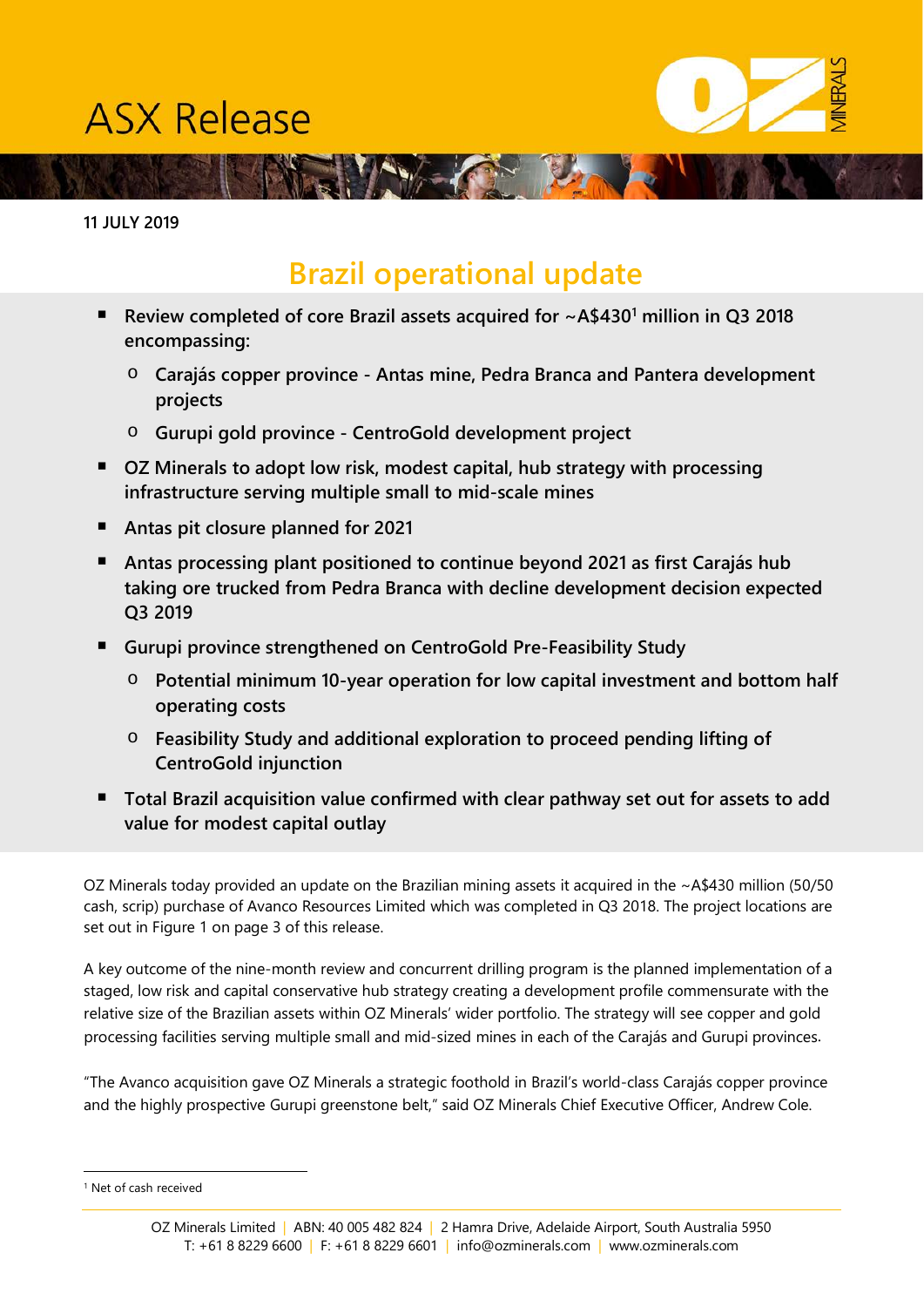# ASX Release

**11 JULY 2019**

## Brazil operational update

- **Review completed of core Brazil assets acquired for ~A$430[1] million in Q3 2018 encompassing:**
  - **Carajás copper province - Antas mine, Pedra Branca and Pantera development projects**
  - **Gurupi gold province - CentroGold development project**
- **OZ Minerals to adopt low risk, modest capital, hub strategy with processing infrastructure serving multiple small to mid-scale mines**
- **Antas pit closure planned for 2021**
- **Antas processing plant positioned to continue beyond 2021 as first Carajás hub taking ore trucked from Pedra Branca with decline development decision expected Q3 2019**
- **Gurupi province strengthened on CentroGold Pre-Feasibility Study**
  - **Potential minimum 10-year operation for low capital investment and bottom half operating costs**
  - **Feasibility Study and additional exploration to proceed pending lifting of CentroGold injunction**
- **Total Brazil acquisition value confirmed with clear pathway set out for assets to add value for modest capital outlay**

OZ Minerals today provided an update on the Brazilian mining assets it acquired in the ~A$430 million (50/50 cash, scrip) purchase of Avanco Resources Limited which was completed in Q3 2018. The project locations are set out in Figure 1 on page 3 of this release.

A key outcome of the nine-month review and concurrent drilling program is the planned implementation of a staged, low risk and capital conservative hub strategy creating a development profile commensurate with the relative size of the Brazilian assets within OZ Minerals' wider portfolio. The strategy will see copper and gold processing facilities serving multiple small and mid-sized mines in each of the Carajás and Gurupi provinces.

"The Avanco acquisition gave OZ Minerals a strategic foothold in Brazil's world-class Carajás copper province and the highly prospective Gurupi greenstone belt," said OZ Minerals Chief Executive Officer, Andrew Cole.

[1] Net of cash received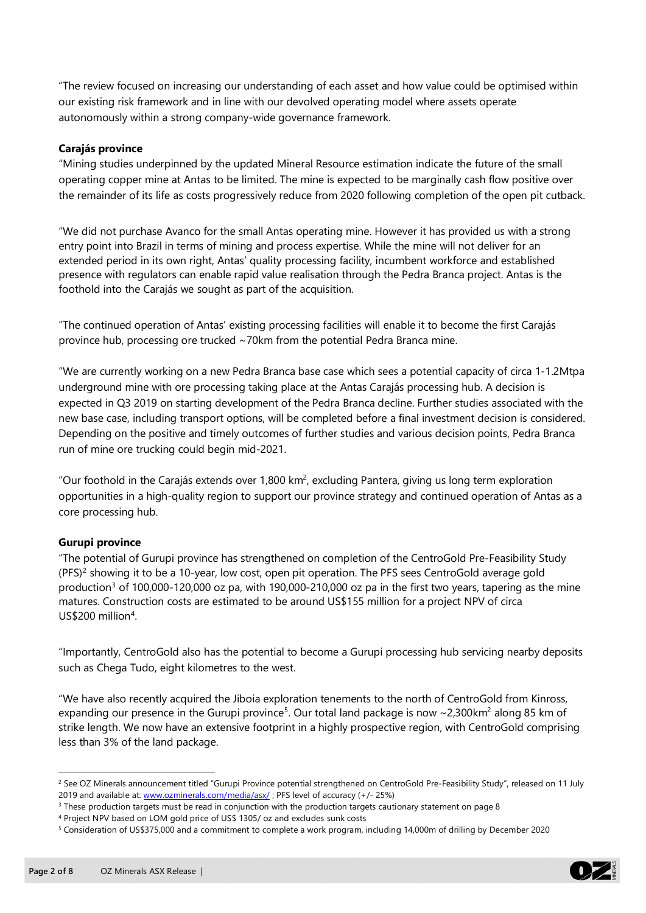"The review focused on increasing our understanding of each asset and how value could be optimised within our existing risk framework and in line with our devolved operating model where assets operate autonomously within a strong company-wide governance framework.

**Carajás province**

"Mining studies underpinned by the updated Mineral Resource estimation indicate the future of the small operating copper mine at Antas to be limited. The mine is expected to be marginally cash flow positive over the remainder of its life as costs progressively reduce from 2020 following completion of the open pit cutback.

"We did not purchase Avanco for the small Antas operating mine. However it has provided us with a strong entry point into Brazil in terms of mining and process expertise. While the mine will not deliver for an extended period in its own right, Antas' quality processing facility, incumbent workforce and established presence with regulators can enable rapid value realisation through the Pedra Branca project. Antas is the foothold into the Carajás we sought as part of the acquisition.

"The continued operation of Antas' existing processing facilities will enable it to become the first Carajás province hub, processing ore trucked ~70km from the potential Pedra Branca mine.

"We are currently working on a new Pedra Branca base case which sees a potential capacity of circa 1-1.2Mtpa underground mine with ore processing taking place at the Antas Carajás processing hub. A decision is expected in Q3 2019 on starting development of the Pedra Branca decline. Further studies associated with the new base case, including transport options, will be completed before a final investment decision is considered. Depending on the positive and timely outcomes of further studies and various decision points, Pedra Branca run of mine ore trucking could begin mid-2021.

"Our foothold in the Carajás extends over 1,800 km$^2$, excluding Pantera, giving us long term exploration opportunities in a high-quality region to support our province strategy and continued operation of Antas as a core processing hub.

**Gurupi province**

"The potential of Gurupi province has strengthened on completion of the CentroGold Pre-Feasibility Study (PFS)[2] showing it to be a 10-year, low cost, open pit operation. The PFS sees CentroGold average gold production[3] of 100,000-120,000 oz pa, with 190,000-210,000 oz pa in the first two years, tapering as the mine matures. Construction costs are estimated to be around US$155 million for a project NPV of circa US$200 million[4].

"Importantly, CentroGold also has the potential to become a Gurupi processing hub servicing nearby deposits such as Chega Tudo, eight kilometres to the west.

"We have also recently acquired the Jiboia exploration tenements to the north of CentroGold from Kinross, expanding our presence in the Gurupi province[5]. Our total land package is now ~2,300km$^2$ along 85 km of strike length. We now have an extensive footprint in a highly prospective region, with CentroGold comprising less than 3% of the land package.

---

[2] See OZ Minerals announcement titled "Gurupi Province potential strengthened on CentroGold Pre-Feasibility Study", released on 11 July 2019 and available at: www.ozminerals.com/media/asx/ ; PFS level of accuracy (+/- 25%)

[3] These production targets must be read in conjunction with the production targets cautionary statement on page 8

[4] Project NPV based on LOM gold price of US$ 1305/ oz and excludes sunk costs

[5] Consideration of US$375,000 and a commitment to complete a work program, including 14,000m of drilling by December 2020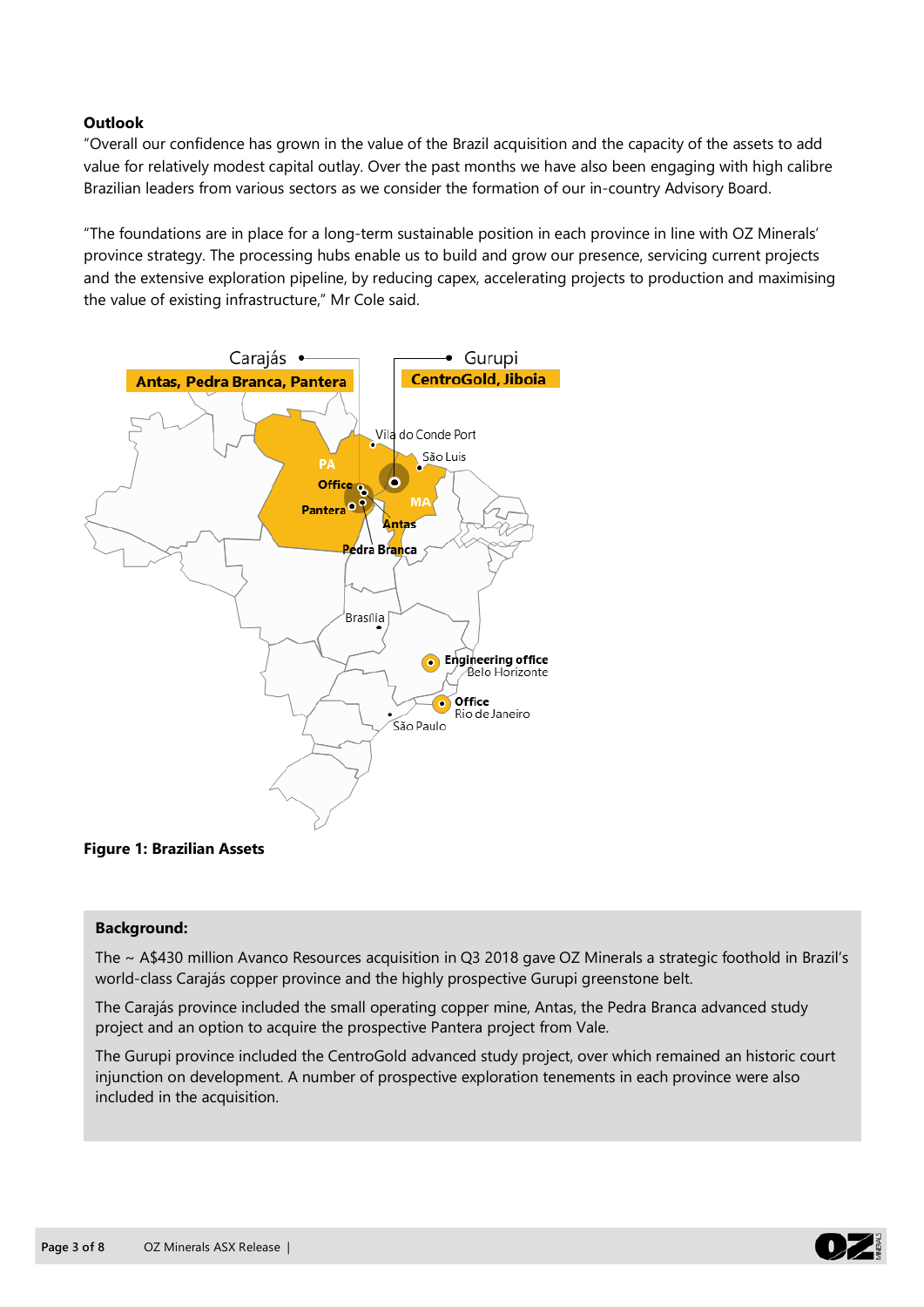**Outlook**

"Overall our confidence has grown in the value of the Brazil acquisition and the capacity of the assets to add value for relatively modest capital outlay. Over the past months we have also been engaging with high calibre Brazilian leaders from various sectors as we consider the formation of our in-country Advisory Board.

"The foundations are in place for a long-term sustainable position in each province in line with OZ Minerals' province strategy. The processing hubs enable us to build and grow our presence, servicing current projects and the extensive exploration pipeline, by reducing capex, accelerating projects to production and maximising the value of existing infrastructure," Mr Cole said.

**Figure 1: Brazilian Assets**

> **Background:**
>
> The ~ A$430 million Avanco Resources acquisition in Q3 2018 gave OZ Minerals a strategic foothold in Brazil's world-class Carajás copper province and the highly prospective Gurupi greenstone belt.
>
> The Carajás province included the small operating copper mine, Antas, the Pedra Branca advanced study project and an option to acquire the prospective Pantera project from Vale.
>
> The Gurupi province included the CentroGold advanced study project, over which remained an historic court injunction on development. A number of prospective exploration tenements in each province were also included in the acquisition.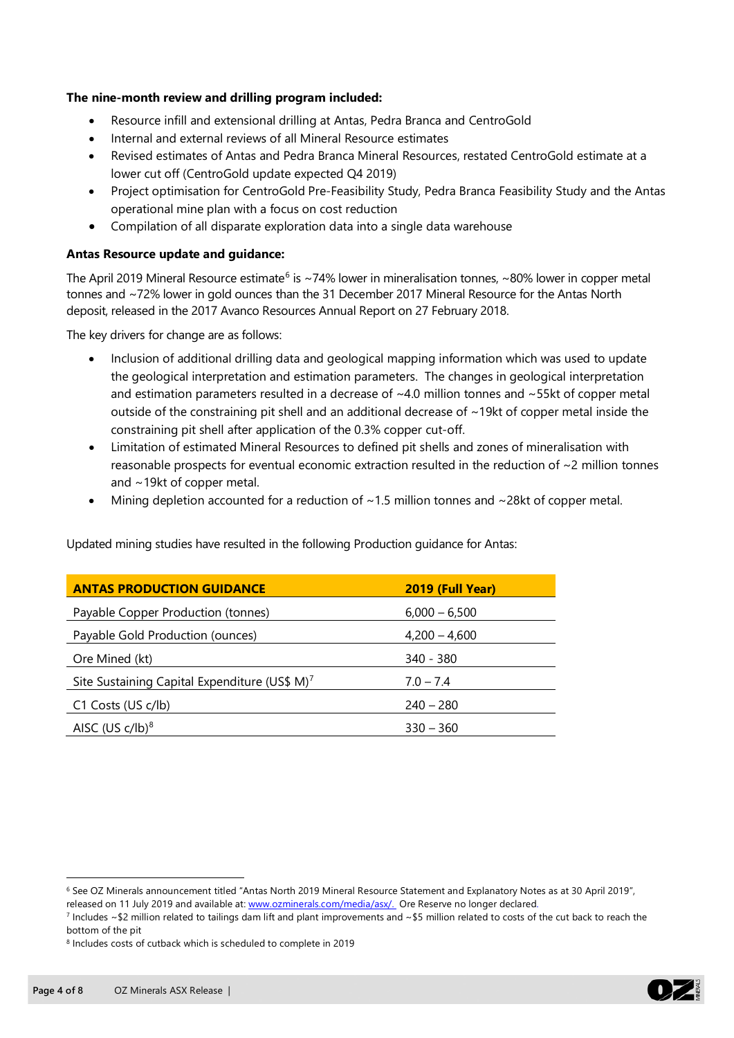**The nine-month review and drilling program included:**

- Resource infill and extensional drilling at Antas, Pedra Branca and CentroGold
- Internal and external reviews of all Mineral Resource estimates
- Revised estimates of Antas and Pedra Branca Mineral Resources, restated CentroGold estimate at a lower cut off (CentroGold update expected Q4 2019)
- Project optimisation for CentroGold Pre-Feasibility Study, Pedra Branca Feasibility Study and the Antas operational mine plan with a focus on cost reduction
- Compilation of all disparate exploration data into a single data warehouse

**Antas Resource update and guidance:**

The April 2019 Mineral Resource estimate[6] is ~74% lower in mineralisation tonnes, ~80% lower in copper metal tonnes and ~72% lower in gold ounces than the 31 December 2017 Mineral Resource for the Antas North deposit, released in the 2017 Avanco Resources Annual Report on 27 February 2018.

The key drivers for change are as follows:

- Inclusion of additional drilling data and geological mapping information which was used to update the geological interpretation and estimation parameters. The changes in geological interpretation and estimation parameters resulted in a decrease of ~4.0 million tonnes and ~55kt of copper metal outside of the constraining pit shell and an additional decrease of ~19kt of copper metal inside the constraining pit shell after application of the 0.3% copper cut-off.
- Limitation of estimated Mineral Resources to defined pit shells and zones of mineralisation with reasonable prospects for eventual economic extraction resulted in the reduction of ~2 million tonnes and ~19kt of copper metal.
- Mining depletion accounted for a reduction of ~1.5 million tonnes and ~28kt of copper metal.

Updated mining studies have resulted in the following Production guidance for Antas:

| ANTAS PRODUCTION GUIDANCE | 2019 (Full Year) |
| --- | --- |
| Payable Copper Production (tonnes) | 6,000 – 6,500 |
| Payable Gold Production (ounces) | 4,200 – 4,600 |
| Ore Mined (kt) | 340 - 380 |
| Site Sustaining Capital Expenditure (US$ M)[7] | 7.0 – 7.4 |
| C1 Costs (US c/lb) | 240 – 280 |
| AISC (US c/lb)[8] | 330 – 360 |

[6] See OZ Minerals announcement titled "Antas North 2019 Mineral Resource Statement and Explanatory Notes as at 30 April 2019", released on 11 July 2019 and available at: www.ozminerals.com/media/asx/. Ore Reserve no longer declared.

[7] Includes ~$2 million related to tailings dam lift and plant improvements and ~$5 million related to costs of the cut back to reach the bottom of the pit

[8] Includes costs of cutback which is scheduled to complete in 2019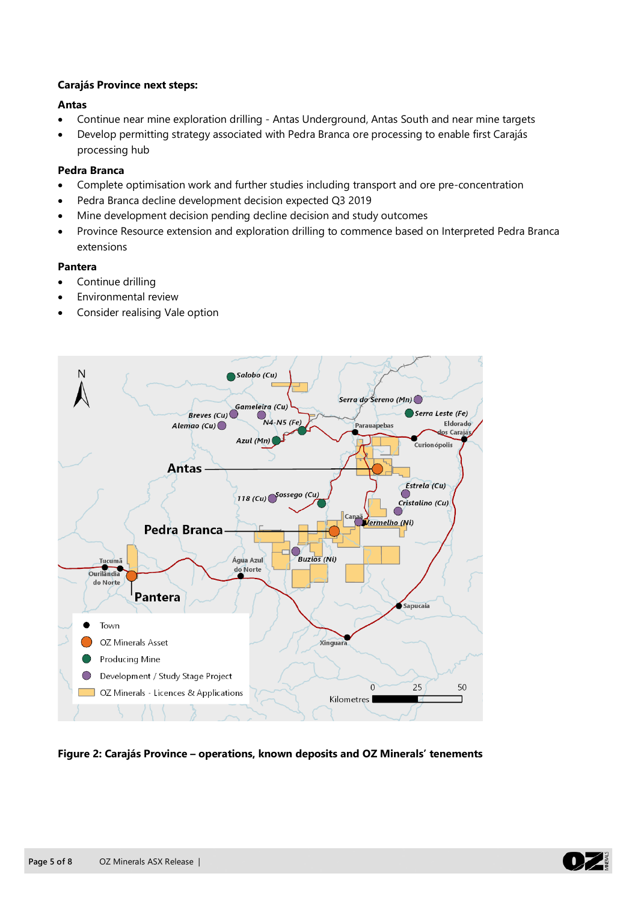**Carajás Province next steps:**

**Antas**

- Continue near mine exploration drilling - Antas Underground, Antas South and near mine targets
- Develop permitting strategy associated with Pedra Branca ore processing to enable first Carajás processing hub

**Pedra Branca**

- Complete optimisation work and further studies including transport and ore pre-concentration
- Pedra Branca decline development decision expected Q3 2019
- Mine development decision pending decline decision and study outcomes
- Province Resource extension and exploration drilling to commence based on Interpreted Pedra Branca extensions

**Pantera**

- Continue drilling
- Environmental review
- Consider realising Vale option

**Figure 2: Carajás Province – operations, known deposits and OZ Minerals' tenements**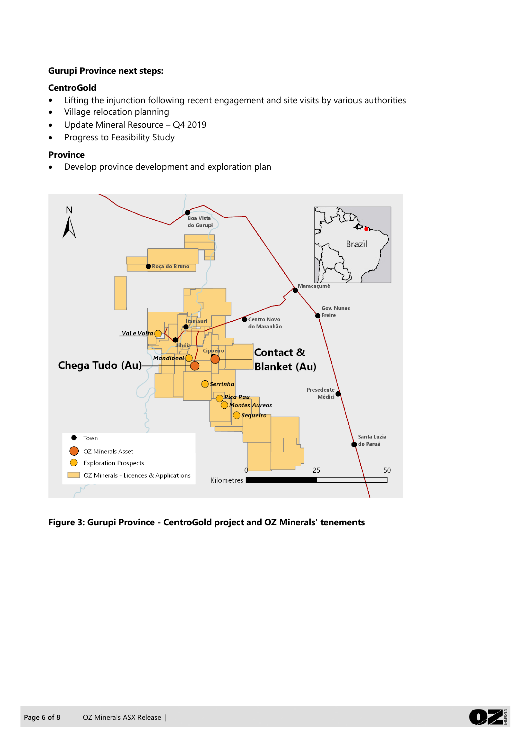**Gurupi Province next steps:**

**CentroGold**

- Lifting the injunction following recent engagement and site visits by various authorities
- Village relocation planning
- Update Mineral Resource – Q4 2019
- Progress to Feasibility Study

**Province**

- Develop province development and exploration plan

**Figure 3: Gurupi Province - CentroGold project and OZ Minerals' tenements**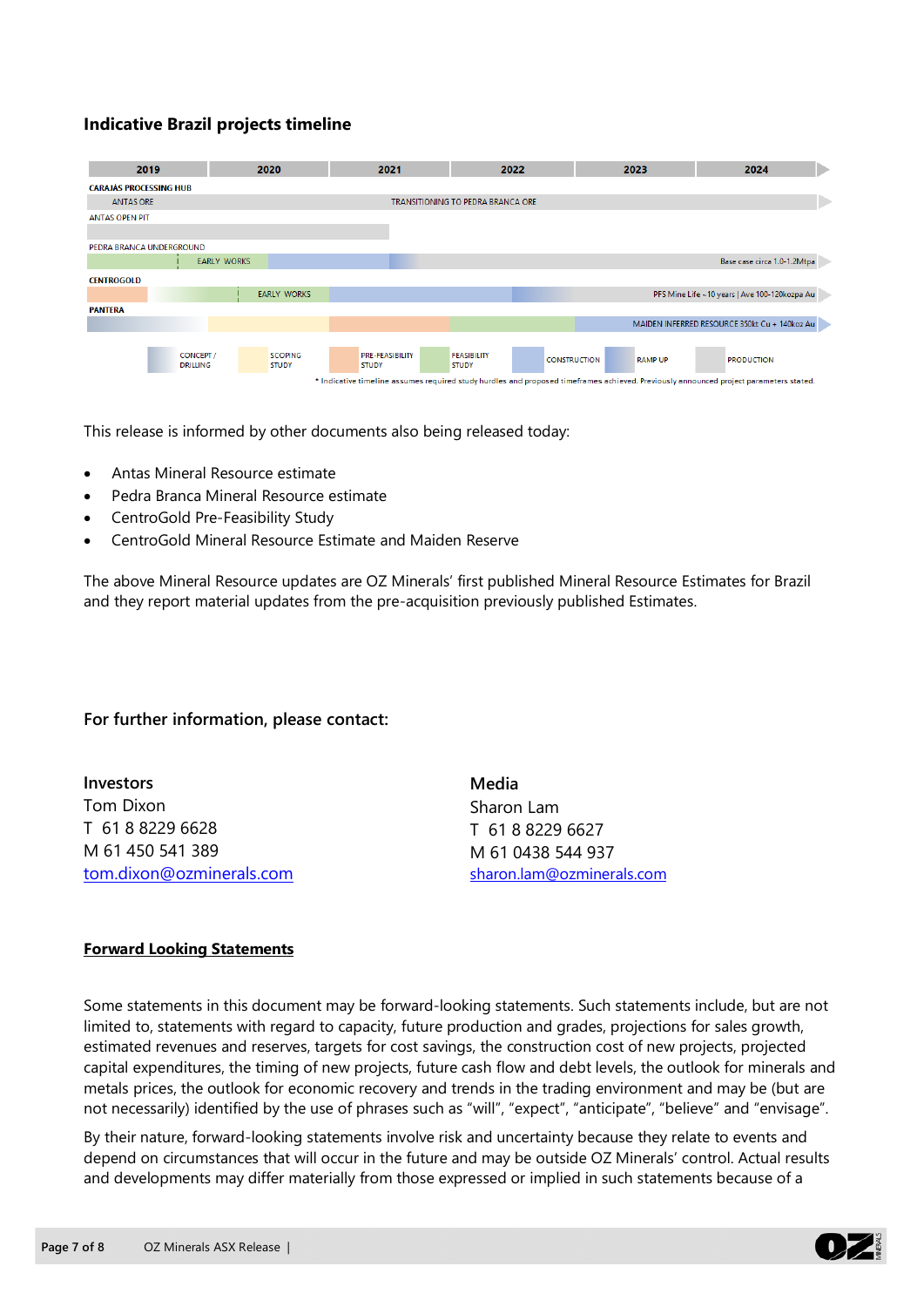## Indicative Brazil projects timeline

| | 2019 | 2020 | 2021 | 2022 | 2023 | 2024 |
|---|---|---|---|---|---|---|
| **CARAJÁS PROCESSING HUB** | | | | | | |
| ANTAS ORE | | | TRANSITIONING TO PEDRA BRANCA ORE | | | |
| ANTAS OPEN PIT | | | | | | |
| PEDRA BRANCA UNDERGROUND | EARLY WORKS | | | | | Base case circa 1.0-1.2Mtpa |
| **CENTROGOLD** | | EARLY WORKS | | | | PFS Mine Life ~10 years \| Ave 100-120kozpa Au |
| **PANTERA** | | | | | | MAIDEN INFERRED RESOURCE 350kt Cu + 140koz Au |

Legend: CONCEPT / DRILLING; SCOPING STUDY; PRE-FEASIBILITY STUDY; FEASIBILITY STUDY; CONSTRUCTION; RAMP UP; PRODUCTION

* Indicative timeline assumes required study hurdles and proposed timeframes achieved. Previously announced project parameters stated.

This release is informed by other documents also being released today:

- Antas Mineral Resource estimate
- Pedra Branca Mineral Resource estimate
- CentroGold Pre-Feasibility Study
- CentroGold Mineral Resource Estimate and Maiden Reserve

The above Mineral Resource updates are OZ Minerals' first published Mineral Resource Estimates for Brazil and they report material updates from the pre-acquisition previously published Estimates.

### For further information, please contact:

**Investors**
Tom Dixon
T 61 8 8229 6628
M 61 450 541 389
tom.dixon@ozminerals.com

**Media**
Sharon Lam
T 61 8 8229 6627
M 61 0438 544 937
sharon.lam@ozminerals.com

**Forward Looking Statements**

Some statements in this document may be forward-looking statements. Such statements include, but are not limited to, statements with regard to capacity, future production and grades, projections for sales growth, estimated revenues and reserves, targets for cost savings, the construction cost of new projects, projected capital expenditures, the timing of new projects, future cash flow and debt levels, the outlook for minerals and metals prices, the outlook for economic recovery and trends in the trading environment and may be (but are not necessarily) identified by the use of phrases such as "will", "expect", "anticipate", "believe" and "envisage".

By their nature, forward-looking statements involve risk and uncertainty because they relate to events and depend on circumstances that will occur in the future and may be outside OZ Minerals' control. Actual results and developments may differ materially from those expressed or implied in such statements because of a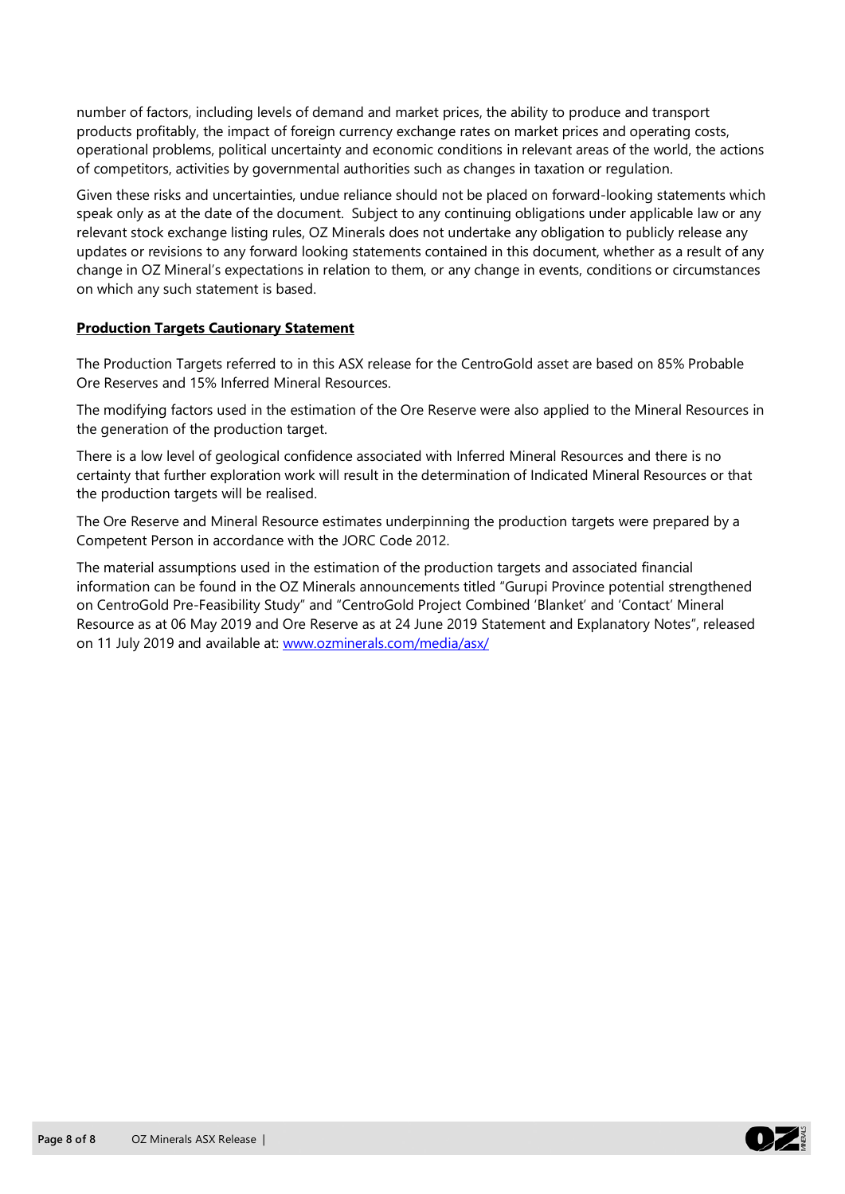number of factors, including levels of demand and market prices, the ability to produce and transport products profitably, the impact of foreign currency exchange rates on market prices and operating costs, operational problems, political uncertainty and economic conditions in relevant areas of the world, the actions of competitors, activities by governmental authorities such as changes in taxation or regulation.

Given these risks and uncertainties, undue reliance should not be placed on forward-looking statements which speak only as at the date of the document. Subject to any continuing obligations under applicable law or any relevant stock exchange listing rules, OZ Minerals does not undertake any obligation to publicly release any updates or revisions to any forward looking statements contained in this document, whether as a result of any change in OZ Mineral's expectations in relation to them, or any change in events, conditions or circumstances on which any such statement is based.

**Production Targets Cautionary Statement**

The Production Targets referred to in this ASX release for the CentroGold asset are based on 85% Probable Ore Reserves and 15% Inferred Mineral Resources.

The modifying factors used in the estimation of the Ore Reserve were also applied to the Mineral Resources in the generation of the production target.

There is a low level of geological confidence associated with Inferred Mineral Resources and there is no certainty that further exploration work will result in the determination of Indicated Mineral Resources or that the production targets will be realised.

The Ore Reserve and Mineral Resource estimates underpinning the production targets were prepared by a Competent Person in accordance with the JORC Code 2012.

The material assumptions used in the estimation of the production targets and associated financial information can be found in the OZ Minerals announcements titled "Gurupi Province potential strengthened on CentroGold Pre-Feasibility Study" and "CentroGold Project Combined 'Blanket' and 'Contact' Mineral Resource as at 06 May 2019 and Ore Reserve as at 24 June 2019 Statement and Explanatory Notes", released on 11 July 2019 and available at: www.ozminerals.com/media/asx/